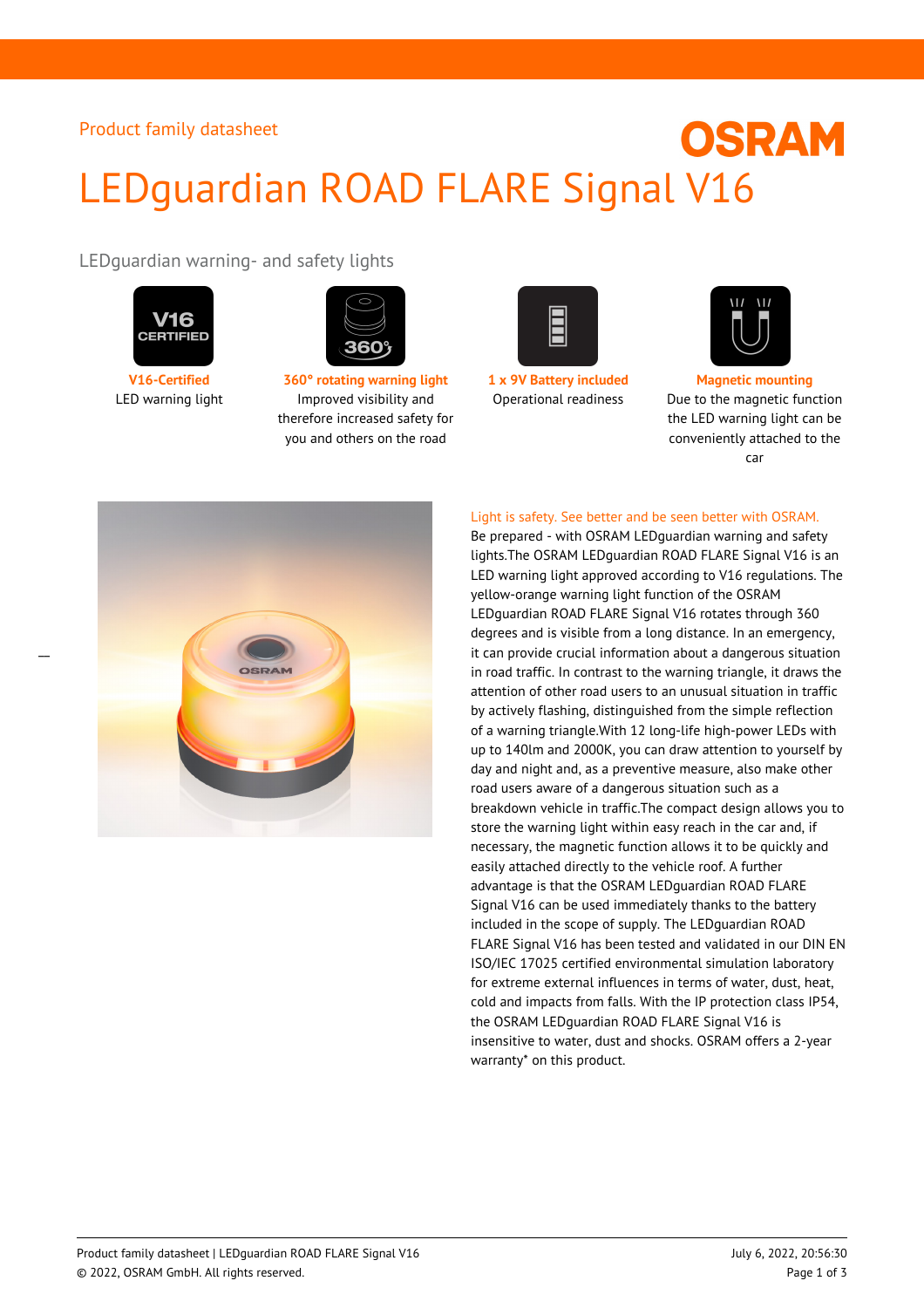Product family datasheet

# LEDguardian ROAD FLARE Signal V16

## LEDguardian warning- and safety lights

**V16-Certified**
LED warning light

**360° rotating warning light**
Improved visibility and therefore increased safety for you and others on the road

**1 x 9V Battery included**
Operational readiness

**Magnetic mounting**
Due to the magnetic function the LED warning light can be conveniently attached to the car

Light is safety. See better and be seen better with OSRAM.
Be prepared - with OSRAM LEDguardian warning and safety lights.The OSRAM LEDguardian ROAD FLARE Signal V16 is an LED warning light approved according to V16 regulations. The yellow-orange warning light function of the OSRAM LEDguardian ROAD FLARE Signal V16 rotates through 360 degrees and is visible from a long distance. In an emergency, it can provide crucial information about a dangerous situation in road traffic. In contrast to the warning triangle, it draws the attention of other road users to an unusual situation in traffic by actively flashing, distinguished from the simple reflection of a warning triangle.With 12 long-life high-power LEDs with up to 140lm and 2000K, you can draw attention to yourself by day and night and, as a preventive measure, also make other road users aware of a dangerous situation such as a breakdown vehicle in traffic.The compact design allows you to store the warning light within easy reach in the car and, if necessary, the magnetic function allows it to be quickly and easily attached directly to the vehicle roof. A further advantage is that the OSRAM LEDguardian ROAD FLARE Signal V16 can be used immediately thanks to the battery included in the scope of supply. The LEDguardian ROAD FLARE Signal V16 has been tested and validated in our DIN EN ISO/IEC 17025 certified environmental simulation laboratory for extreme external influences in terms of water, dust, heat, cold and impacts from falls. With the IP protection class IP54, the OSRAM LEDguardian ROAD FLARE Signal V16 is insensitive to water, dust and shocks. OSRAM offers a 2-year warranty* on this product.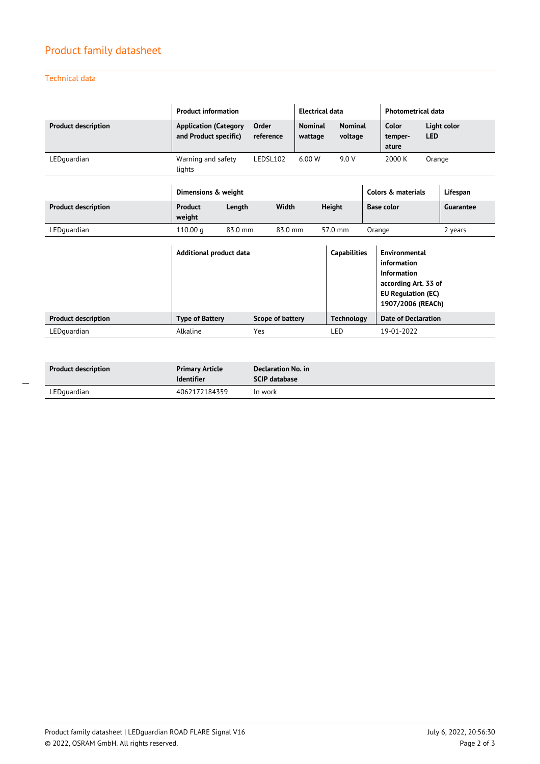## Product family datasheet

### Technical data

| | Product information | | Electrical data | | Photometrical data | |
|---|---|---|---|---|---|---|
| **Product description** | **Application (Category and Product specific)** | **Order reference** | **Nominal wattage** | **Nominal voltage** | **Color temperature** | **Light color LED** |
| LEDguardian | Warning and safety lights | LEDSL102 | 6.00 W | 9.0 V | 2000 K | Orange |

| | Dimensions & weight | | | | Colors & materials | Lifespan |
|---|---|---|---|---|---|---|
| **Product description** | **Product weight** | **Length** | **Width** | **Height** | **Base color** | **Guarantee** |
| LEDguardian | 110.00 g | 83.0 mm | 83.0 mm | 57.0 mm | Orange | 2 years |

| | Additional product data | | Capabilities | Environmental information Information according Art. 33 of EU Regulation (EC) 1907/2006 (REACh) |
|---|---|---|---|---|
| **Product description** | **Type of Battery** | **Scope of battery** | **Technology** | **Date of Declaration** |
| LEDguardian | Alkaline | Yes | LED | 19-01-2022 |

| Product description | Primary Article Identifier | Declaration No. in SCIP database |
|---|---|---|
| LEDguardian | 4062172184359 | In work |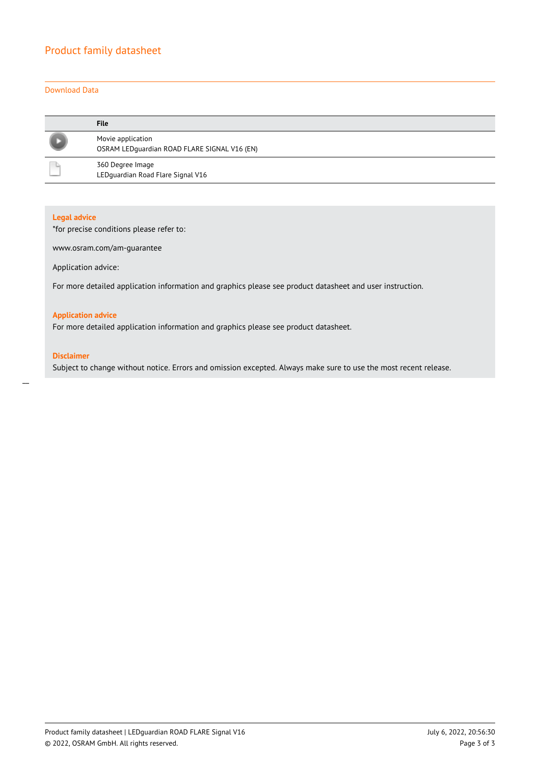# Product family datasheet

## Download Data

| | File |
|---|---|
| | Movie application<br>OSRAM LEDguardian ROAD FLARE SIGNAL V16 (EN) |
| | 360 Degree Image<br>LEDguardian Road Flare Signal V16 |

### Legal advice

*for precise conditions please refer to:

www.osram.com/am-guarantee

Application advice:

For more detailed application information and graphics please see product datasheet and user instruction.

### Application advice

For more detailed application information and graphics please see product datasheet.

### Disclaimer

Subject to change without notice. Errors and omission excepted. Always make sure to use the most recent release.